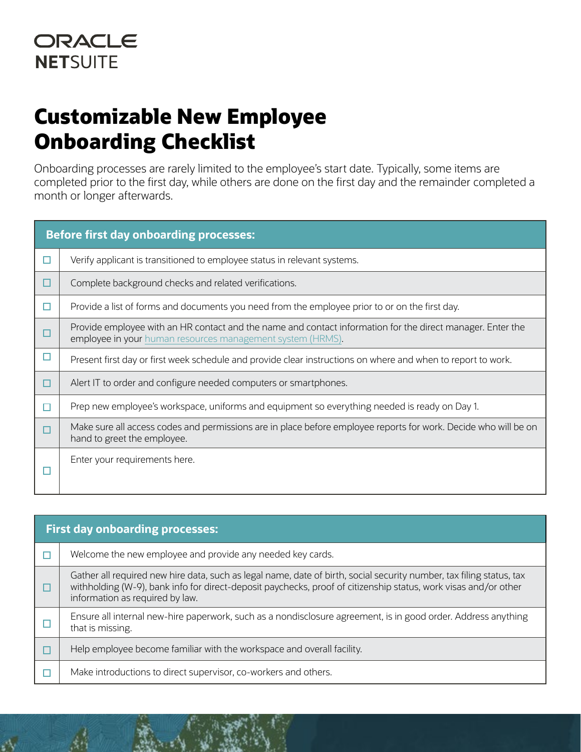ORACLE
**NETSUITE**

# Customizable New Employee Onboarding Checklist

Onboarding processes are rarely limited to the employee's start date. Typically, some items are completed prior to the first day, while others are done on the first day and the remainder completed a month or longer afterwards.

| | Before first day onboarding processes: |
|---|---|
| ☐ | Verify applicant is transitioned to employee status in relevant systems. |
| ☐ | Complete background checks and related verifications. |
| ☐ | Provide a list of forms and documents you need from the employee prior to or on the first day. |
| ☐ | Provide employee with an HR contact and the name and contact information for the direct manager. Enter the employee in your human resources management system (HRMS). |
| ☐ | Present first day or first week schedule and provide clear instructions on where and when to report to work. |
| ☐ | Alert IT to order and configure needed computers or smartphones. |
| ☐ | Prep new employee's workspace, uniforms and equipment so everything needed is ready on Day 1. |
| ☐ | Make sure all access codes and permissions are in place before employee reports for work. Decide who will be on hand to greet the employee. |
| ☐ | Enter your requirements here. |

| | First day onboarding processes: |
|---|---|
| ☐ | Welcome the new employee and provide any needed key cards. |
| ☐ | Gather all required new hire data, such as legal name, date of birth, social security number, tax filing status, tax withholding (W-9), bank info for direct-deposit paychecks, proof of citizenship status, work visas and/or other information as required by law. |
| ☐ | Ensure all internal new-hire paperwork, such as a nondisclosure agreement, is in good order. Address anything that is missing. |
| ☐ | Help employee become familiar with the workspace and overall facility. |
| ☐ | Make introductions to direct supervisor, co-workers and others. |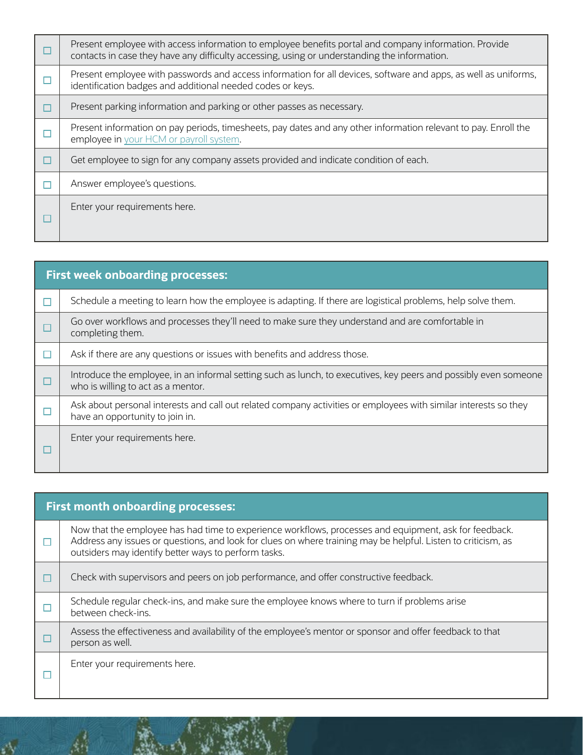| | |
|---|---|
| ☐ | Present employee with access information to employee benefits portal and company information. Provide contacts in case they have any difficulty accessing, using or understanding the information. |
| ☐ | Present employee with passwords and access information for all devices, software and apps, as well as uniforms, identification badges and additional needed codes or keys. |
| ☐ | Present parking information and parking or other passes as necessary. |
| ☐ | Present information on pay periods, timesheets, pay dates and any other information relevant to pay. Enroll the employee in [your HCM or payroll system](). |
| ☐ | Get employee to sign for any company assets provided and indicate condition of each. |
| ☐ | Answer employee's questions. |
| ☐ | Enter your requirements here. |

| **First week onboarding processes:** | |
|---|---|
| ☐ | Schedule a meeting to learn how the employee is adapting. If there are logistical problems, help solve them. |
| ☐ | Go over workflows and processes they'll need to make sure they understand and are comfortable in completing them. |
| ☐ | Ask if there are any questions or issues with benefits and address those. |
| ☐ | Introduce the employee, in an informal setting such as lunch, to executives, key peers and possibly even someone who is willing to act as a mentor. |
| ☐ | Ask about personal interests and call out related company activities or employees with similar interests so they have an opportunity to join in. |
| ☐ | Enter your requirements here. |

| **First month onboarding processes:** | |
|---|---|
| ☐ | Now that the employee has had time to experience workflows, processes and equipment, ask for feedback. Address any issues or questions, and look for clues on where training may be helpful. Listen to criticism, as outsiders may identify better ways to perform tasks. |
| ☐ | Check with supervisors and peers on job performance, and offer constructive feedback. |
| ☐ | Schedule regular check-ins, and make sure the employee knows where to turn if problems arise between check-ins. |
| ☐ | Assess the effectiveness and availability of the employee's mentor or sponsor and offer feedback to that person as well. |
| ☐ | Enter your requirements here. |